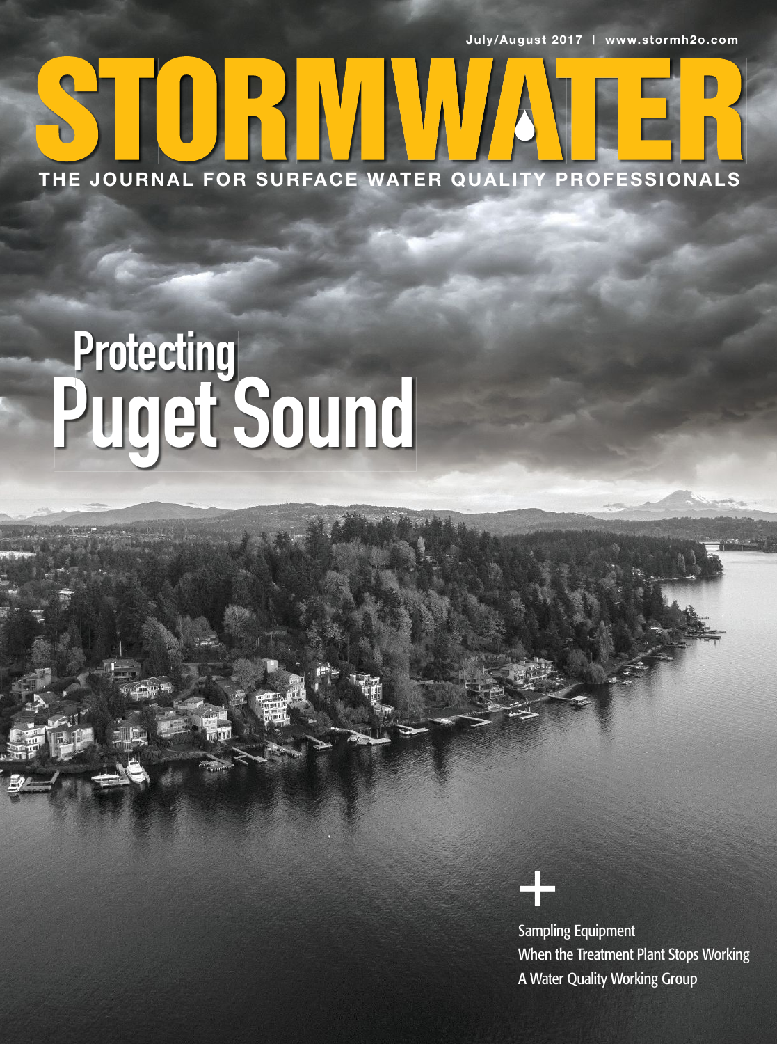July/August 2017 | www.stormh2o.com

# STORMWATER

THE JOURNAL FOR SURFACE WATER QUALITY PROFESSIONALS

## Protecting Puget Sound

+

Sampling Equipment

When the Treatment Plant Stops Working

A Water Quality Working Group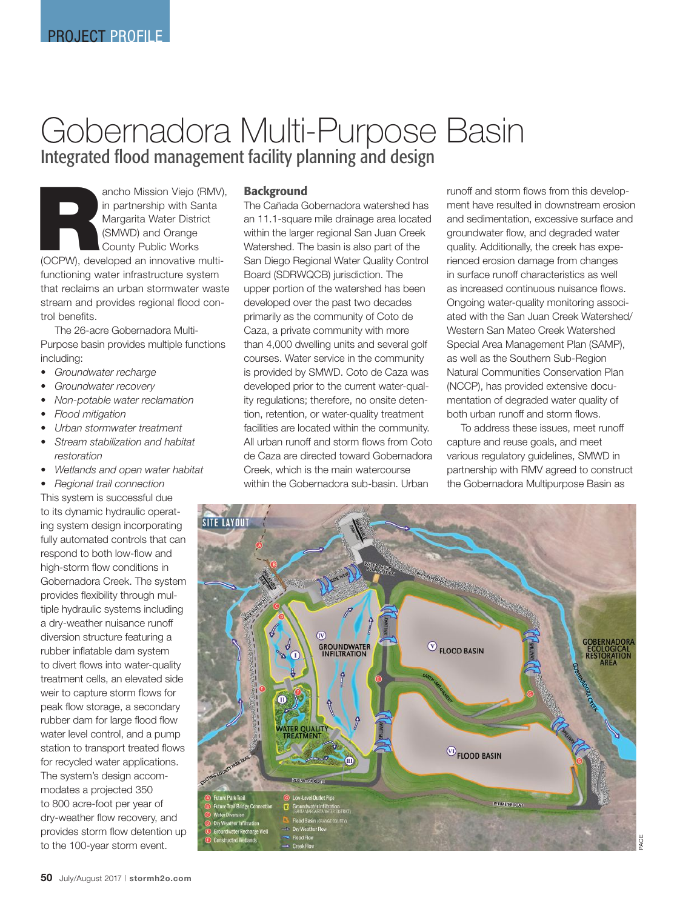PROJECT PROFILE

# Gobernadora Multi-Purpose Basin

## Integrated flood management facility planning and design

Rancho Mission Viejo (RMV), in partnership with Santa Margarita Water District (SMWD) and Orange County Public Works (OCPW), developed an innovative multi-functioning water infrastructure system that reclaims an urban stormwater waste stream and provides regional flood control benefits.

The 26-acre Gobernadora Multi-Purpose basin provides multiple functions including:

- *Groundwater recharge*
- *Groundwater recovery*
- *Non-potable water reclamation*
- *Flood mitigation*
- *Urban stormwater treatment*
- *Stream stabilization and habitat restoration*
- *Wetlands and open water habitat*
- *Regional trail connection*

This system is successful due to its dynamic hydraulic operating system design incorporating fully automated controls that can respond to both low-flow and high-storm flow conditions in Gobernadora Creek. The system provides flexibility through multiple hydraulic systems including a dry-weather nuisance runoff diversion structure featuring a rubber inflatable dam system to divert flows into water-quality treatment cells, an elevated side weir to capture storm flows for peak flow storage, a secondary rubber dam for large flood flow water level control, and a pump station to transport treated flows for recycled water applications. The system's design accommodates a projected 350 to 800 acre-foot per year of dry-weather flow recovery, and provides storm flow detention up to the 100-year storm event.

### Background

The Cañada Gobernadora watershed has an 11.1-square mile drainage area located within the larger regional San Juan Creek Watershed. The basin is also part of the San Diego Regional Water Quality Control Board (SDRWQCB) jurisdiction. The upper portion of the watershed has been developed over the past two decades primarily as the community of Coto de Caza, a private community with more than 4,000 dwelling units and several golf courses. Water service in the community is provided by SMWD. Coto de Caza was developed prior to the current water-quality regulations; therefore, no onsite detention, retention, or water-quality treatment facilities are located within the community. All urban runoff and storm flows from Coto de Caza are directed toward Gobernadora Creek, which is the main watercourse within the Gobernadora sub-basin. Urban runoff and storm flows from this development have resulted in downstream erosion and sedimentation, excessive surface and groundwater flow, and degraded water quality. Additionally, the creek has experienced erosion damage from changes in surface runoff characteristics as well as increased continuous nuisance flows. Ongoing water-quality monitoring associated with the San Juan Creek Watershed/Western San Mateo Creek Watershed Special Area Management Plan (SAMP), as well as the Southern Sub-Region Natural Communities Conservation Plan (NCCP), has provided extensive documentation of degraded water quality of both urban runoff and storm flows.

To address these issues, meet runoff capture and reuse goals, and meet various regulatory guidelines, SMWD in partnership with RMV agreed to construct the Gobernadora Multipurpose Basin as

SITE LAYOUT

INFLATABLE DAM
SIDE WEIR
WATER REUSE COMPONENTS
BACK EMBANKMENT
SPILLWAY
EARTH EMBANKMENT
(I)
(II)
(III)
(IV) GROUNDWATER INFILTRATION
(V) FLOOD BASIN
(VI) FLOOD BASIN
WATER QUALITY TREATMENT
GOBERNADORA ECOLOGICAL RESTORATION AREA
GOBERNADORA CREEK
EXISTING COUNTY PARK TRAIL
PERIMETER ROAD

(A) Future Park Trail
(B) Future Trail Bridge Connection
(C) Water Diversion
(D) Dry Weather Infiltration
(E) Groundwater Recharge Well
(F) Constructed Wetlands
(G) Low-Level Outlet Pipe
Groundwater Infiltration (SANTA MARGARITA WATER DISTRICT)
Flood Basin (ORANGE COUNTY)
Dry Weather Flow
Flood Flow
Creek Flow

PACE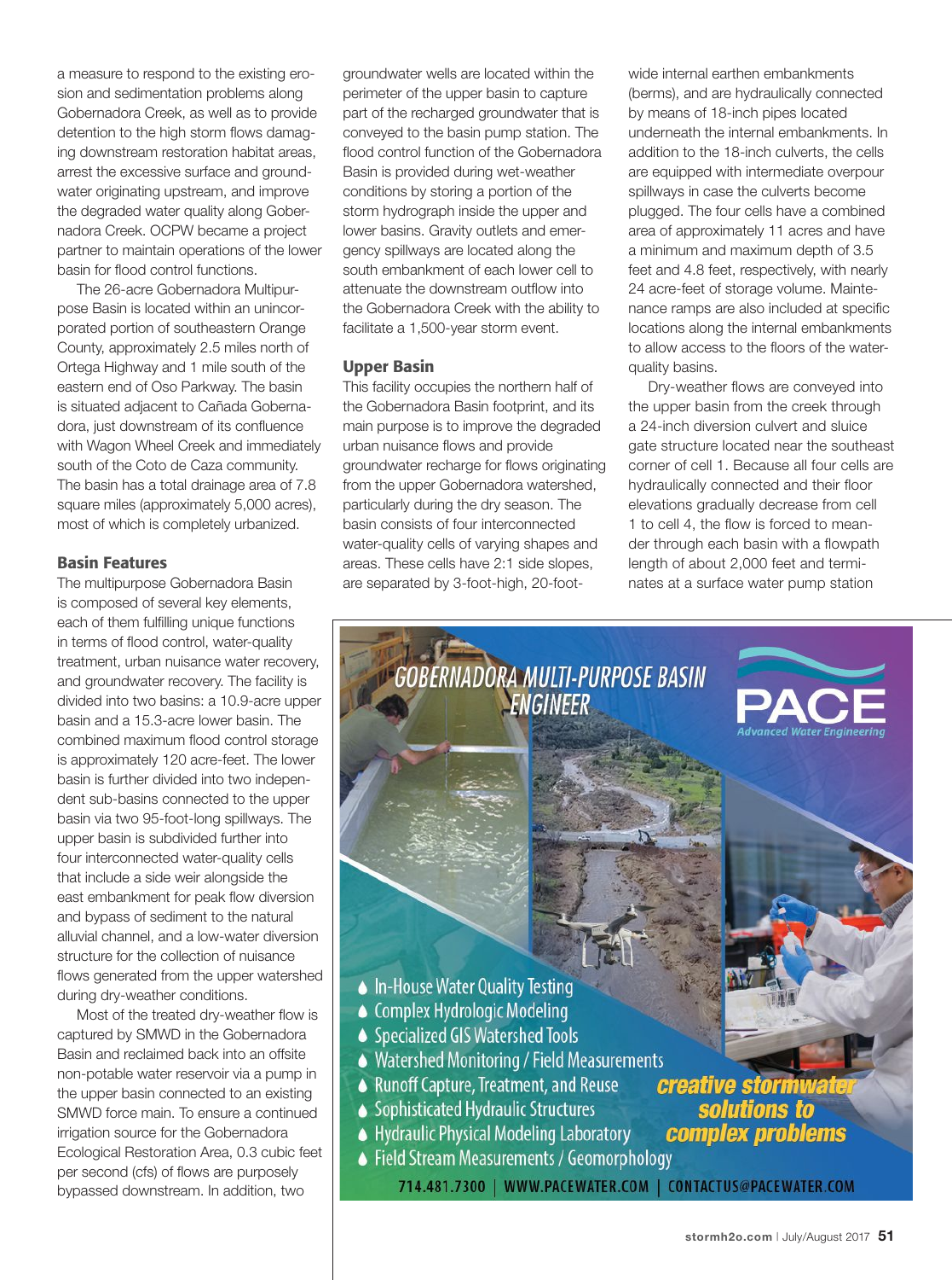a measure to respond to the existing erosion and sedimentation problems along Gobernadora Creek, as well as to provide detention to the high storm flows damaging downstream restoration habitat areas, arrest the excessive surface and groundwater originating upstream, and improve the degraded water quality along Gobernadora Creek. OCPW became a project partner to maintain operations of the lower basin for flood control functions.

The 26-acre Gobernadora Multipurpose Basin is located within an unincorporated portion of southeastern Orange County, approximately 2.5 miles north of Ortega Highway and 1 mile south of the eastern end of Oso Parkway. The basin is situated adjacent to Cañada Gobernadora, just downstream of its confluence with Wagon Wheel Creek and immediately south of the Coto de Caza community. The basin has a total drainage area of 7.8 square miles (approximately 5,000 acres), most of which is completely urbanized.

### Basin Features

The multipurpose Gobernadora Basin is composed of several key elements, each of them fulfilling unique functions in terms of flood control, water-quality treatment, urban nuisance water recovery, and groundwater recovery. The facility is divided into two basins: a 10.9-acre upper basin and a 15.3-acre lower basin. The combined maximum flood control storage is approximately 120 acre-feet. The lower basin is further divided into two independent sub-basins connected to the upper basin via two 95-foot-long spillways. The upper basin is subdivided further into four interconnected water-quality cells that include a side weir alongside the east embankment for peak flow diversion and bypass of sediment to the natural alluvial channel, and a low-water diversion structure for the collection of nuisance flows generated from the upper watershed during dry-weather conditions.

Most of the treated dry-weather flow is captured by SMWD in the Gobernadora Basin and reclaimed back into an offsite non-potable water reservoir via a pump in the upper basin connected to an existing SMWD force main. To ensure a continued irrigation source for the Gobernadora Ecological Restoration Area, 0.3 cubic feet per second (cfs) of flows are purposely bypassed downstream. In addition, two groundwater wells are located within the perimeter of the upper basin to capture part of the recharged groundwater that is conveyed to the basin pump station. The flood control function of the Gobernadora Basin is provided during wet-weather conditions by storing a portion of the storm hydrograph inside the upper and lower basins. Gravity outlets and emergency spillways are located along the south embankment of each lower cell to attenuate the downstream outflow into the Gobernadora Creek with the ability to facilitate a 1,500-year storm event.

### Upper Basin

This facility occupies the northern half of the Gobernadora Basin footprint, and its main purpose is to improve the degraded urban nuisance flows and provide groundwater recharge for flows originating from the upper Gobernadora watershed, particularly during the dry season. The basin consists of four interconnected water-quality cells of varying shapes and areas. These cells have 2:1 side slopes, are separated by 3-foot-high, 20-foot-wide internal earthen embankments (berms), and are hydraulically connected by means of 18-inch pipes located underneath the internal embankments. In addition to the 18-inch culverts, the cells are equipped with intermediate overpour spillways in case the culverts become plugged. The four cells have a combined area of approximately 11 acres and have a minimum and maximum depth of 3.5 feet and 4.8 feet, respectively, with nearly 24 acre-feet of storage volume. Maintenance ramps are also included at specific locations along the internal embankments to allow access to the floors of the water-quality basins.

Dry-weather flows are conveyed into the upper basin from the creek through a 24-inch diversion culvert and sluice gate structure located near the southeast corner of cell 1. Because all four cells are hydraulically connected and their floor elevations gradually decrease from cell 1 to cell 4, the flow is forced to meander through each basin with a flowpath length of about 2,000 feet and terminates at a surface water pump station

GOBERNADORA MULTI-PURPOSE BASIN ENGINEER

PACE
Advanced Water Engineering

- In-House Water Quality Testing
- Complex Hydrologic Modeling
- Specialized GIS Watershed Tools
- Watershed Monitoring / Field Measurements
- Runoff Capture, Treatment, and Reuse
- Sophisticated Hydraulic Structures
- Hydraulic Physical Modeling Laboratory
- Field Stream Measurements / Geomorphology

creative stormwater solutions to complex problems

714.481.7300 | WWW.PACEWATER.COM | CONTACTUS@PACEWATER.COM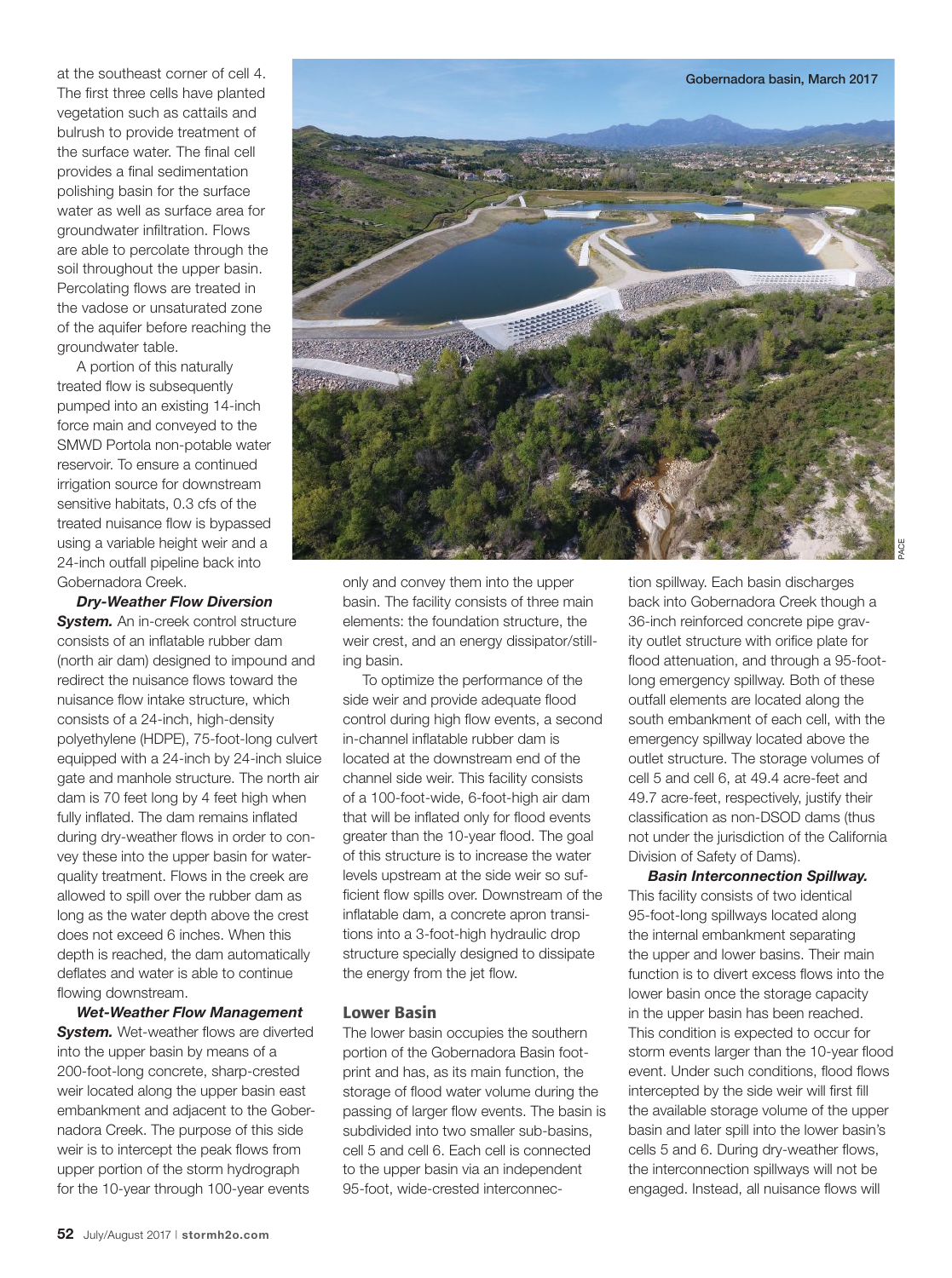at the southeast corner of cell 4. The first three cells have planted vegetation such as cattails and bulrush to provide treatment of the surface water. The final cell provides a final sedimentation polishing basin for the surface water as well as surface area for groundwater infiltration. Flows are able to percolate through the soil throughout the upper basin. Percolating flows are treated in the vadose or unsaturated zone of the aquifer before reaching the groundwater table.

A portion of this naturally treated flow is subsequently pumped into an existing 14-inch force main and conveyed to the SMWD Portola non-potable water reservoir. To ensure a continued irrigation source for downstream sensitive habitats, 0.3 cfs of the treated nuisance flow is bypassed using a variable height weir and a 24-inch outfall pipeline back into Gobernadora Creek.

Gobernadora basin, March 2017

PACE

***Dry-Weather Flow Diversion System.*** An in-creek control structure consists of an inflatable rubber dam (north air dam) designed to impound and redirect the nuisance flows toward the nuisance flow intake structure, which consists of a 24-inch, high-density polyethylene (HDPE), 75-foot-long culvert equipped with a 24-inch by 24-inch sluice gate and manhole structure. The north air dam is 70 feet long by 4 feet high when fully inflated. The dam remains inflated during dry-weather flows in order to convey these into the upper basin for water-quality treatment. Flows in the creek are allowed to spill over the rubber dam as long as the water depth above the crest does not exceed 6 inches. When this depth is reached, the dam automatically deflates and water is able to continue flowing downstream.

***Wet-Weather Flow Management System.*** Wet-weather flows are diverted into the upper basin by means of a 200-foot-long concrete, sharp-crested weir located along the upper basin east embankment and adjacent to the Gobernadora Creek. The purpose of this side weir is to intercept the peak flows from upper portion of the storm hydrograph for the 10-year through 100-year events only and convey them into the upper basin. The facility consists of three main elements: the foundation structure, the weir crest, and an energy dissipator/stilling basin.

To optimize the performance of the side weir and provide adequate flood control during high flow events, a second in-channel inflatable rubber dam is located at the downstream end of the channel side weir. This facility consists of a 100-foot-wide, 6-foot-high air dam that will be inflated only for flood events greater than the 10-year flood. The goal of this structure is to increase the water levels upstream at the side weir so sufficient flow spills over. Downstream of the inflatable dam, a concrete apron transitions into a 3-foot-high hydraulic drop structure specially designed to dissipate the energy from the jet flow.

## Lower Basin

The lower basin occupies the southern portion of the Gobernadora Basin footprint and has, as its main function, the storage of flood water volume during the passing of larger flow events. The basin is subdivided into two smaller sub-basins, cell 5 and cell 6. Each cell is connected to the upper basin via an independent 95-foot, wide-crested interconnection spillway. Each basin discharges back into Gobernadora Creek though a 36-inch reinforced concrete pipe gravity outlet structure with orifice plate for flood attenuation, and through a 95-foot-long emergency spillway. Both of these outfall elements are located along the south embankment of each cell, with the emergency spillway located above the outlet structure. The storage volumes of cell 5 and cell 6, at 49.4 acre-feet and 49.7 acre-feet, respectively, justify their classification as non-DSOD dams (thus not under the jurisdiction of the California Division of Safety of Dams).

***Basin Interconnection Spillway.*** This facility consists of two identical 95-foot-long spillways located along the internal embankment separating the upper and lower basins. Their main function is to divert excess flows into the lower basin once the storage capacity in the upper basin has been reached. This condition is expected to occur for storm events larger than the 10-year flood event. Under such conditions, flood flows intercepted by the side weir will first fill the available storage volume of the upper basin and later spill into the lower basin's cells 5 and 6. During dry-weather flows, the interconnection spillways will not be engaged. Instead, all nuisance flows will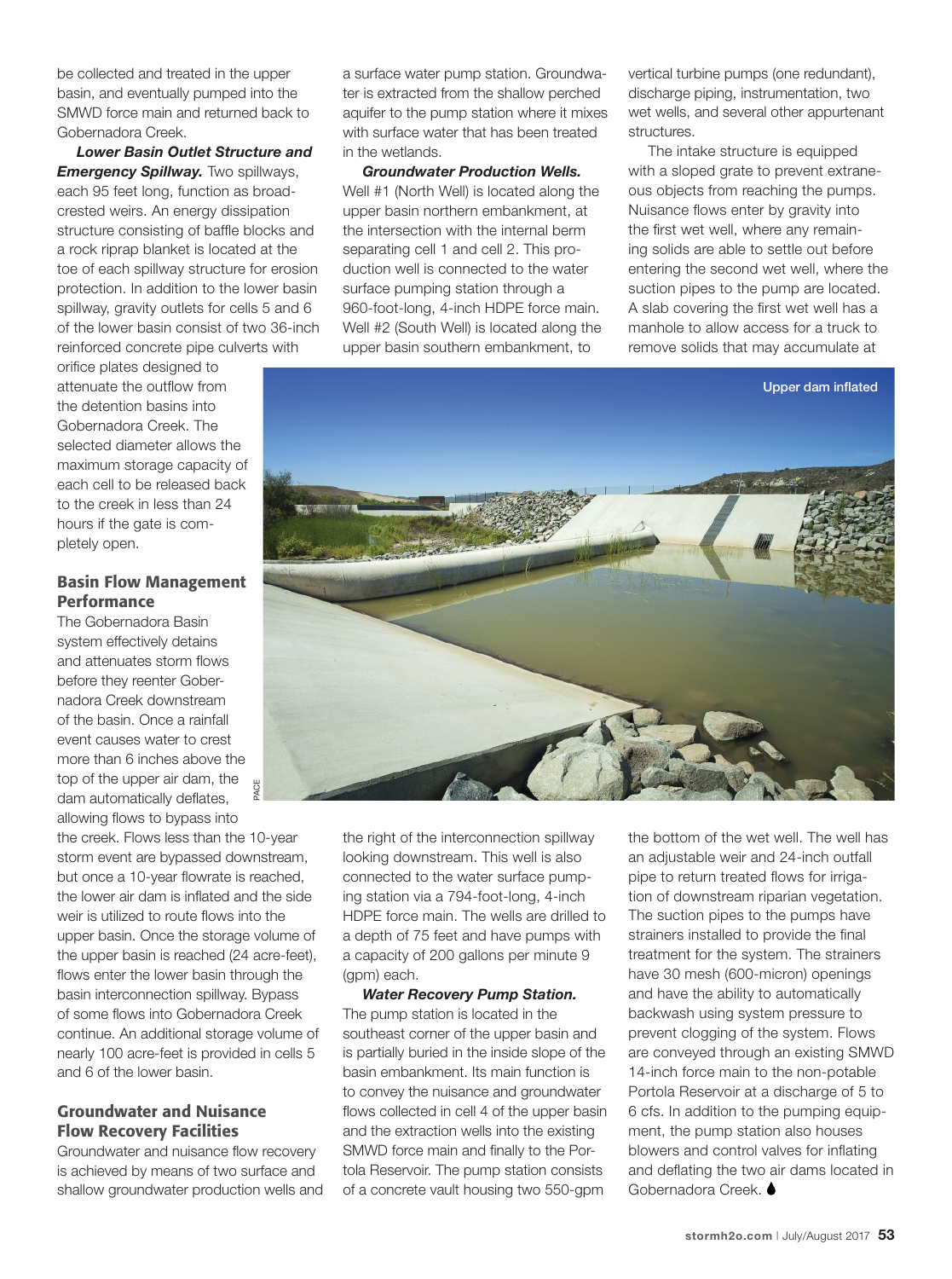be collected and treated in the upper basin, and eventually pumped into the SMWD force main and returned back to Gobernadora Creek.

***Lower Basin Outlet Structure and Emergency Spillway.*** Two spillways, each 95 feet long, function as broad-crested weirs. An energy dissipation structure consisting of baffle blocks and a rock riprap blanket is located at the toe of each spillway structure for erosion protection. In addition to the lower basin spillway, gravity outlets for cells 5 and 6 of the lower basin consist of two 36-inch reinforced concrete pipe culverts with orifice plates designed to attenuate the outflow from the detention basins into Gobernadora Creek. The selected diameter allows the maximum storage capacity of each cell to be released back to the creek in less than 24 hours if the gate is completely open.

## Basin Flow Management Performance

The Gobernadora Basin system effectively detains and attenuates storm flows before they reenter Gobernadora Creek downstream of the basin. Once a rainfall event causes water to crest more than 6 inches above the top of the upper air dam, the dam automatically deflates, allowing flows to bypass into the creek. Flows less than the 10-year storm event are bypassed downstream, but once a 10-year flowrate is reached, the lower air dam is inflated and the side weir is utilized to route flows into the upper basin. Once the storage volume of the upper basin is reached (24 acre-feet), flows enter the lower basin through the basin interconnection spillway. Bypass of some flows into Gobernadora Creek continue. An additional storage volume of nearly 100 acre-feet is provided in cells 5 and 6 of the lower basin.

## Groundwater and Nuisance Flow Recovery Facilities

Groundwater and nuisance flow recovery is achieved by means of two surface and shallow groundwater production wells and a surface water pump station. Groundwater is extracted from the shallow perched aquifer to the pump station where it mixes with surface water that has been treated in the wetlands.

***Groundwater Production Wells.*** Well #1 (North Well) is located along the upper basin northern embankment, at the intersection with the internal berm separating cell 1 and cell 2. This production well is connected to the water surface pumping station through a 960-foot-long, 4-inch HDPE force main. Well #2 (South Well) is located along the upper basin southern embankment, to the right of the interconnection spillway looking downstream. This well is also connected to the water surface pumping station via a 794-foot-long, 4-inch HDPE force main. The wells are drilled to a depth of 75 feet and have pumps with a capacity of 200 gallons per minute 9 (gpm) each.

***Water Recovery Pump Station.*** The pump station is located in the southeast corner of the upper basin and is partially buried in the inside slope of the basin embankment. Its main function is to convey the nuisance and groundwater flows collected in cell 4 of the upper basin and the extraction wells into the existing SMWD force main and finally to the Portola Reservoir. The pump station consists of a concrete vault housing two 550-gpm vertical turbine pumps (one redundant), discharge piping, instrumentation, two wet wells, and several other appurtenant structures.

The intake structure is equipped with a sloped grate to prevent extraneous objects from reaching the pumps. Nuisance flows enter by gravity into the first wet well, where any remaining solids are able to settle out before entering the second wet well, where the suction pipes to the pump are located. A slab covering the first wet well has a manhole to allow access for a truck to remove solids that may accumulate at the bottom of the wet well. The well has an adjustable weir and 24-inch outfall pipe to return treated flows for irrigation of downstream riparian vegetation. The suction pipes to the pumps have strainers installed to provide the final treatment for the system. The strainers have 30 mesh (600-micron) openings and have the ability to automatically backwash using system pressure to prevent clogging of the system. Flows are conveyed through an existing SMWD 14-inch force main to the non-potable Portola Reservoir at a discharge of 5 to 6 cfs. In addition to the pumping equipment, the pump station also houses blowers and control valves for inflating and deflating the two air dams located in Gobernadora Creek.

Upper dam inflated

PACE